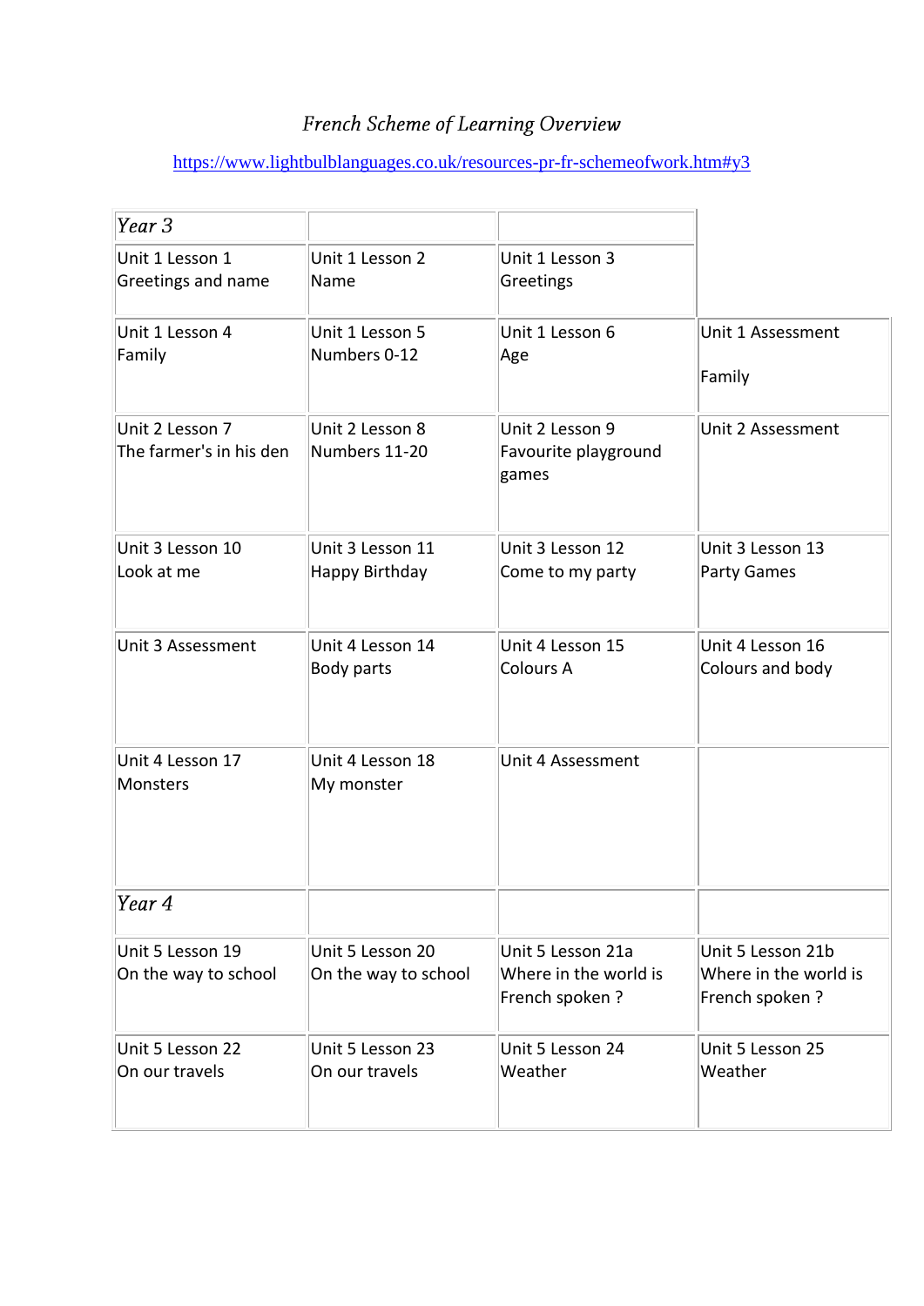# *French Scheme of Learning Overview*

https://www.lightbulblanguages.co.uk/resources-pr-fr-schemeofwork.htm#y3

| *Year 3* | | | |
|---|---|---|---|
| Unit 1 Lesson 1<br>Greetings and name | Unit 1 Lesson 2<br>Name | Unit 1 Lesson 3<br>Greetings | |
| Unit 1 Lesson 4<br>Family | Unit 1 Lesson 5<br>Numbers 0-12 | Unit 1 Lesson 6<br>Age | Unit 1 Assessment<br><br>Family |
| Unit 2 Lesson 7<br>The farmer's in his den | Unit 2 Lesson 8<br>Numbers 11-20 | Unit 2 Lesson 9<br>Favourite playground games | Unit 2 Assessment |
| Unit 3 Lesson 10<br>Look at me | Unit 3 Lesson 11<br>Happy Birthday | Unit 3 Lesson 12<br>Come to my party | Unit 3 Lesson 13<br>Party Games |
| Unit 3 Assessment | Unit 4 Lesson 14<br>Body parts | Unit 4 Lesson 15<br>Colours A | Unit 4 Lesson 16<br>Colours and body |
| Unit 4 Lesson 17<br>Monsters | Unit 4 Lesson 18<br>My monster | Unit 4 Assessment | |
| *Year 4* | | | |
| Unit 5 Lesson 19<br>On the way to school | Unit 5 Lesson 20<br>On the way to school | Unit 5 Lesson 21a<br>Where in the world is French spoken ? | Unit 5 Lesson 21b<br>Where in the world is French spoken ? |
| Unit 5 Lesson 22<br>On our travels | Unit 5 Lesson 23<br>On our travels | Unit 5 Lesson 24<br>Weather | Unit 5 Lesson 25<br>Weather |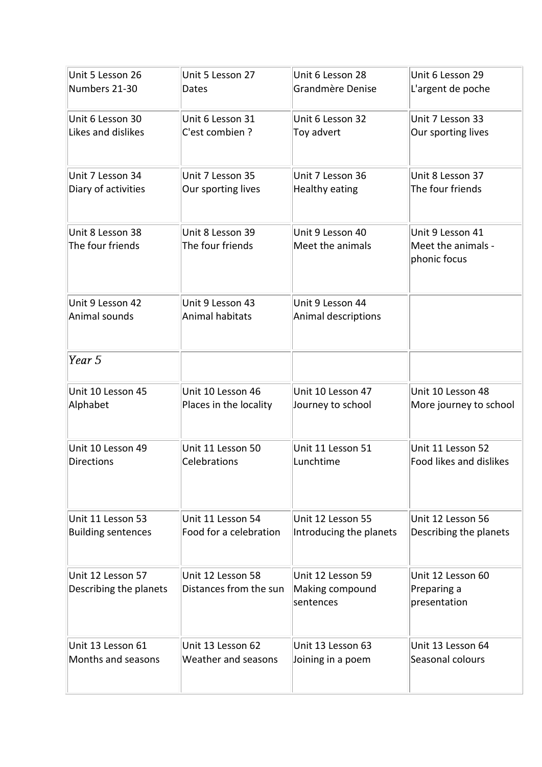| | | | |
|---|---|---|---|
| Unit 5 Lesson 26<br>Numbers 21-30 | Unit 5 Lesson 27<br>Dates | Unit 6 Lesson 28<br>Grandmère Denise | Unit 6 Lesson 29<br>L'argent de poche |
| Unit 6 Lesson 30<br>Likes and dislikes | Unit 6 Lesson 31<br>C'est combien ? | Unit 6 Lesson 32<br>Toy advert | Unit 7 Lesson 33<br>Our sporting lives |
| Unit 7 Lesson 34<br>Diary of activities | Unit 7 Lesson 35<br>Our sporting lives | Unit 7 Lesson 36<br>Healthy eating | Unit 8 Lesson 37<br>The four friends |
| Unit 8 Lesson 38<br>The four friends | Unit 8 Lesson 39<br>The four friends | Unit 9 Lesson 40<br>Meet the animals | Unit 9 Lesson 41<br>Meet the animals - phonic focus |
| Unit 9 Lesson 42<br>Animal sounds | Unit 9 Lesson 43<br>Animal habitats | Unit 9 Lesson 44<br>Animal descriptions | |
| *Year 5* | | | |
| Unit 10 Lesson 45<br>Alphabet | Unit 10 Lesson 46<br>Places in the locality | Unit 10 Lesson 47<br>Journey to school | Unit 10 Lesson 48<br>More journey to school |
| Unit 10 Lesson 49<br>Directions | Unit 11 Lesson 50<br>Celebrations | Unit 11 Lesson 51<br>Lunchtime | Unit 11 Lesson 52<br>Food likes and dislikes |
| Unit 11 Lesson 53<br>Building sentences | Unit 11 Lesson 54<br>Food for a celebration | Unit 12 Lesson 55<br>Introducing the planets | Unit 12 Lesson 56<br>Describing the planets |
| Unit 12 Lesson 57<br>Describing the planets | Unit 12 Lesson 58<br>Distances from the sun | Unit 12 Lesson 59<br>Making compound sentences | Unit 12 Lesson 60<br>Preparing a presentation |
| Unit 13 Lesson 61<br>Months and seasons | Unit 13 Lesson 62<br>Weather and seasons | Unit 13 Lesson 63<br>Joining in a poem | Unit 13 Lesson 64<br>Seasonal colours |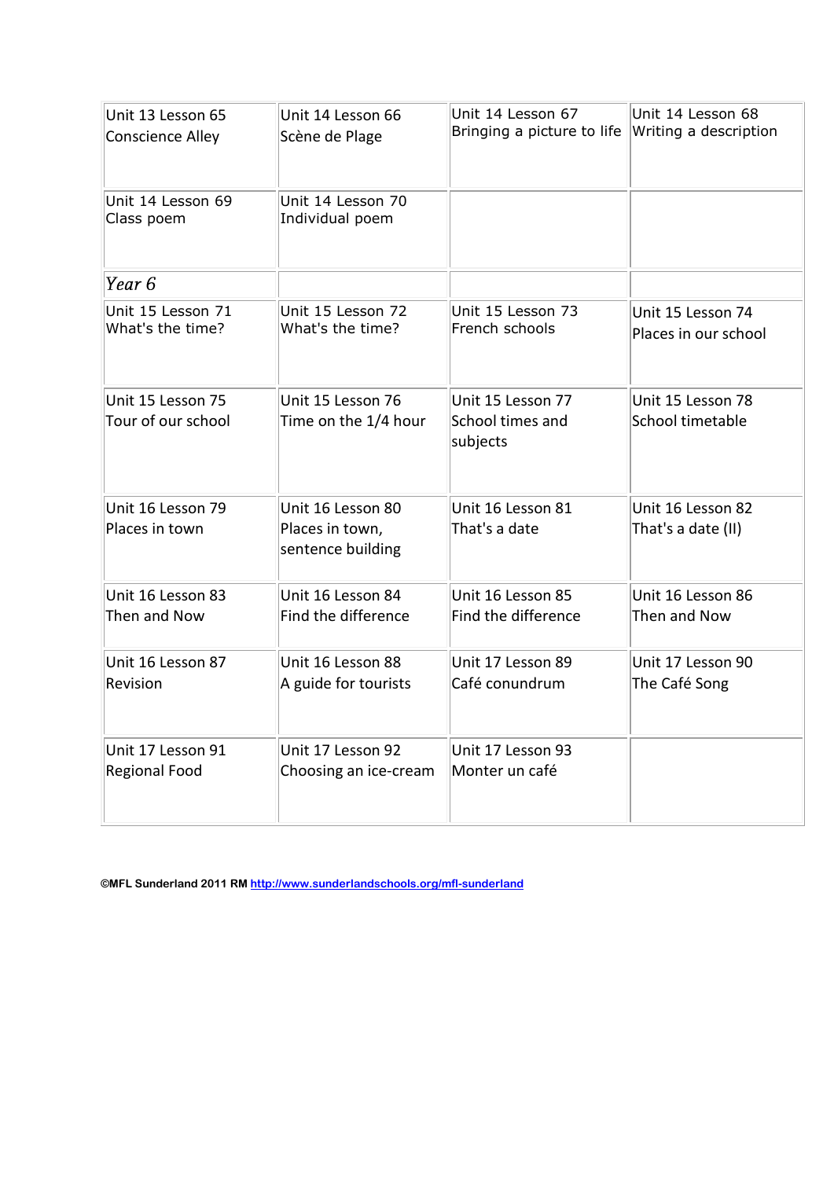| | | | |
|---|---|---|---|
| Unit 13 Lesson 65<br>Conscience Alley | Unit 14 Lesson 66<br>Scène de Plage | Unit 14 Lesson 67<br>Bringing a picture to life | Unit 14 Lesson 68<br>Writing a description |
| Unit 14 Lesson 69<br>Class poem | Unit 14 Lesson 70<br>Individual poem | | |
| *Year 6* | | | |
| Unit 15 Lesson 71<br>What's the time? | Unit 15 Lesson 72<br>What's the time? | Unit 15 Lesson 73<br>French schools | Unit 15 Lesson 74<br>Places in our school |
| Unit 15 Lesson 75<br>Tour of our school | Unit 15 Lesson 76<br>Time on the 1/4 hour | Unit 15 Lesson 77<br>School times and subjects | Unit 15 Lesson 78<br>School timetable |
| Unit 16 Lesson 79<br>Places in town | Unit 16 Lesson 80<br>Places in town, sentence building | Unit 16 Lesson 81<br>That's a date | Unit 16 Lesson 82<br>That's a date (II) |
| Unit 16 Lesson 83<br>Then and Now | Unit 16 Lesson 84<br>Find the difference | Unit 16 Lesson 85<br>Find the difference | Unit 16 Lesson 86<br>Then and Now |
| Unit 16 Lesson 87<br>Revision | Unit 16 Lesson 88<br>A guide for tourists | Unit 17 Lesson 89<br>Café conundrum | Unit 17 Lesson 90<br>The Café Song |
| Unit 17 Lesson 91<br>Regional Food | Unit 17 Lesson 92<br>Choosing an ice-cream | Unit 17 Lesson 93<br>Monter un café | |

**©MFL Sunderland 2011 RM http://www.sunderlandschools.org/mfl-sunderland**